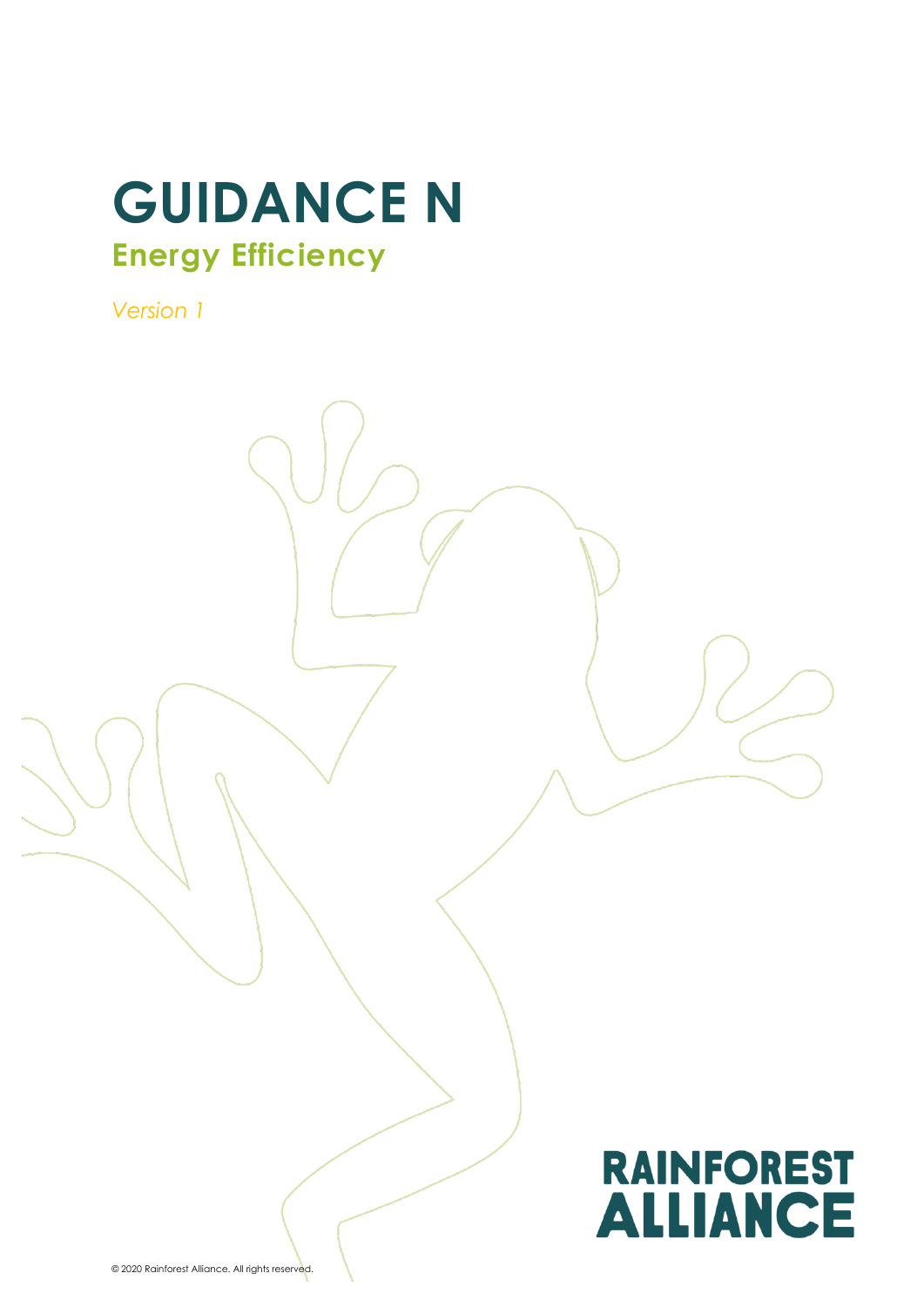# GUIDANCE N

## Energy Efficiency

*Version 1*

RAINFOREST ALLIANCE

© 2020 Rainforest Alliance. All rights reserved.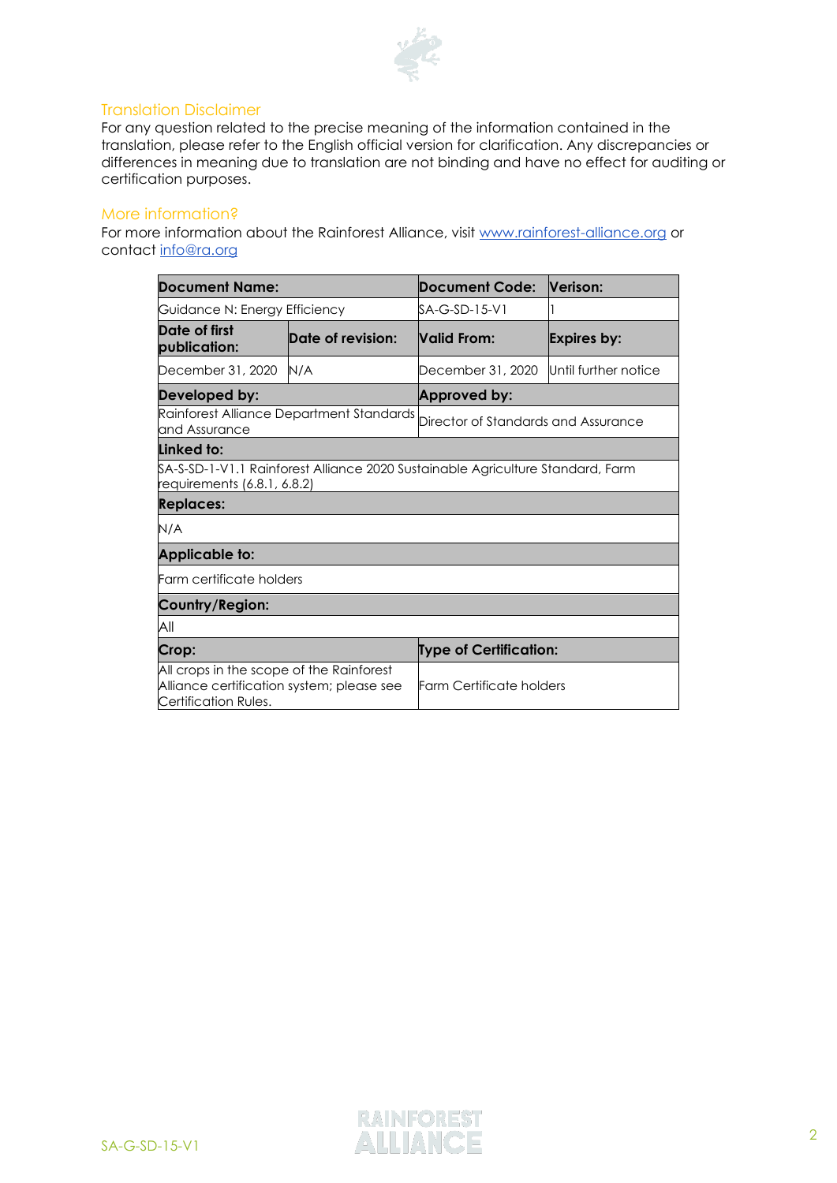## Translation Disclaimer

For any question related to the precise meaning of the information contained in the translation, please refer to the English official version for clarification. Any discrepancies or differences in meaning due to translation are not binding and have no effect for auditing or certification purposes.

## More information?

For more information about the Rainforest Alliance, visit [www.rainforest-alliance.org](http://www.rainforest-alliance.org) or contact [info@ra.org](mailto:info@ra.org)

| **Document Name:** | | **Document Code:** | **Verison:** |
|---|---|---|---|
| Guidance N: Energy Efficiency | | SA-G-SD-15-V1 | 1 |
| **Date of first publication:** | **Date of revision:** | **Valid From:** | **Expires by:** |
| December 31, 2020 | N/A | December 31, 2020 | Until further notice |
| **Developed by:** | | **Approved by:** | |
| Rainforest Alliance Department Standards and Assurance | | Director of Standards and Assurance | |
| **Linked to:** | | | |
| SA-S-SD-1-V1.1 Rainforest Alliance 2020 Sustainable Agriculture Standard, Farm requirements (6.8.1, 6.8.2) | | | |
| **Replaces:** | | | |
| N/A | | | |
| **Applicable to:** | | | |
| Farm certificate holders | | | |
| **Country/Region:** | | | |
| All | | | |
| **Crop:** | | **Type of Certification:** | |
| All crops in the scope of the Rainforest Alliance certification system; please see Certification Rules. | | Farm Certificate holders | |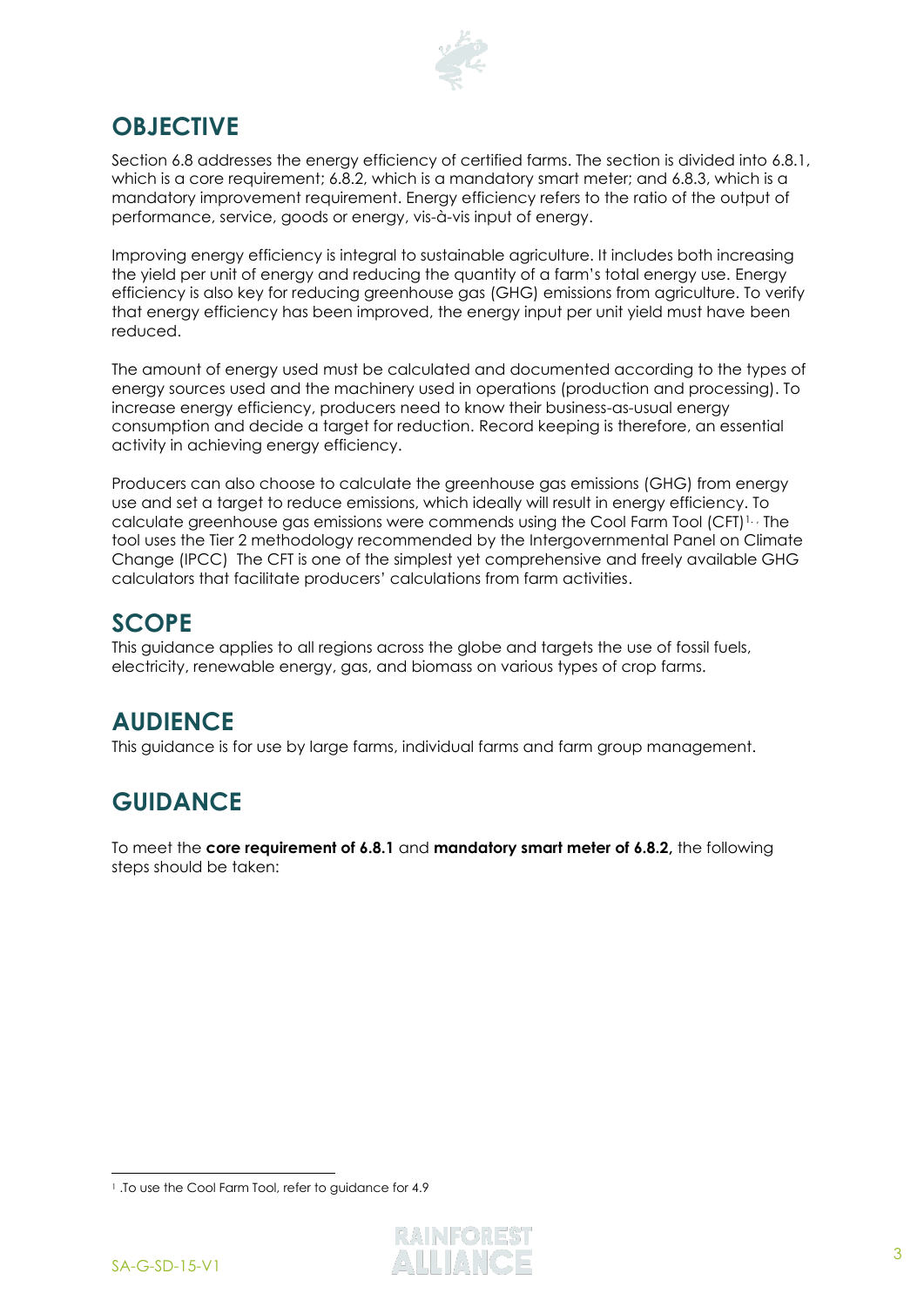## OBJECTIVE

Section 6.8 addresses the energy efficiency of certified farms. The section is divided into 6.8.1, which is a core requirement; 6.8.2, which is a mandatory smart meter; and 6.8.3, which is a mandatory improvement requirement. Energy efficiency refers to the ratio of the output of performance, service, goods or energy, vis-à-vis input of energy.

Improving energy efficiency is integral to sustainable agriculture. It includes both increasing the yield per unit of energy and reducing the quantity of a farm's total energy use. Energy efficiency is also key for reducing greenhouse gas (GHG) emissions from agriculture. To verify that energy efficiency has been improved, the energy input per unit yield must have been reduced.

The amount of energy used must be calculated and documented according to the types of energy sources used and the machinery used in operations (production and processing). To increase energy efficiency, producers need to know their business-as-usual energy consumption and decide a target for reduction. Record keeping is therefore, an essential activity in achieving energy efficiency.

Producers can also choose to calculate the greenhouse gas emissions (GHG) from energy use and set a target to reduce emissions, which ideally will result in energy efficiency. To calculate greenhouse gas emissions were commends using the Cool Farm Tool (CFT)[1]. The tool uses the Tier 2 methodology recommended by the Intergovernmental Panel on Climate Change (IPCC) The CFT is one of the simplest yet comprehensive and freely available GHG calculators that facilitate producers' calculations from farm activities.

## SCOPE

This guidance applies to all regions across the globe and targets the use of fossil fuels, electricity, renewable energy, gas, and biomass on various types of crop farms.

## AUDIENCE

This guidance is for use by large farms, individual farms and farm group management.

## GUIDANCE

To meet the **core requirement of 6.8.1** and **mandatory smart meter of 6.8.2,** the following steps should be taken:

[1] .To use the Cool Farm Tool, refer to guidance for 4.9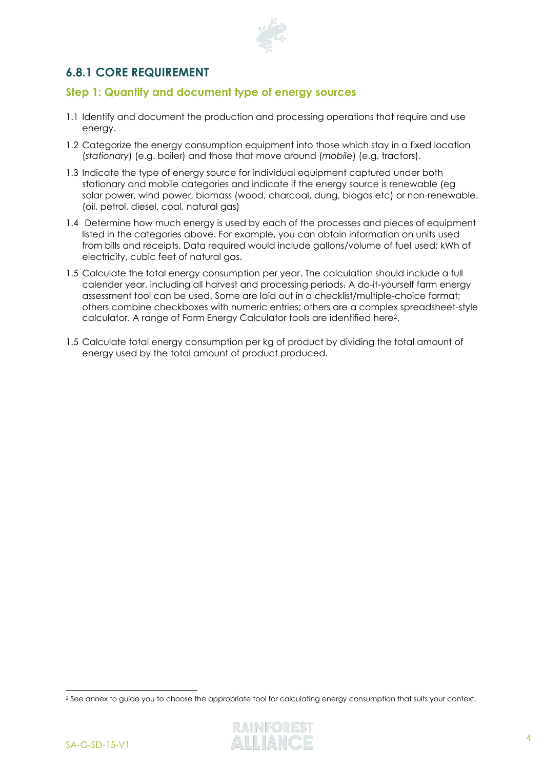## 6.8.1 CORE REQUIREMENT

### Step 1: Quantify and document type of energy sources

1.1 Identify and document the production and processing operations that require and use energy.

1.2 Categorize the energy consumption equipment into those which stay in a fixed location (*stationary*) (e.g. boiler) and those that move around (*mobile*) (e.g. tractors).

1.3 Indicate the type of energy source for individual equipment captured under both stationary and mobile categories and indicate if the energy source is renewable (eg solar power, wind power, biomass (wood, charcoal, dung, biogas etc) or non-renewable. (oil, petrol, diesel, coal, natural gas)

1.4 Determine how much energy is used by each of the processes and pieces of equipment listed in the categories above. For example, you can obtain information on units used from bills and receipts. Data required would include gallons/volume of fuel used; kWh of electricity, cubic feet of natural gas.

1.5 Calculate the total energy consumption per year. The calculation should include a full calender year, including all harvest and processing periods. A do-it-yourself farm energy assessment tool can be used. Some are laid out in a checklist/multiple-choice format; others combine checkboxes with numeric entries; others are a complex spreadsheet-style calculator. A range of Farm Energy Calculator tools are identified here[2].

1.5 Calculate total energy consumption per kg of product by dividing the total amount of energy used by the total amount of product produced.

[2] See annex to guide you to choose the appropriate tool for calculating energy consumption that suits your context.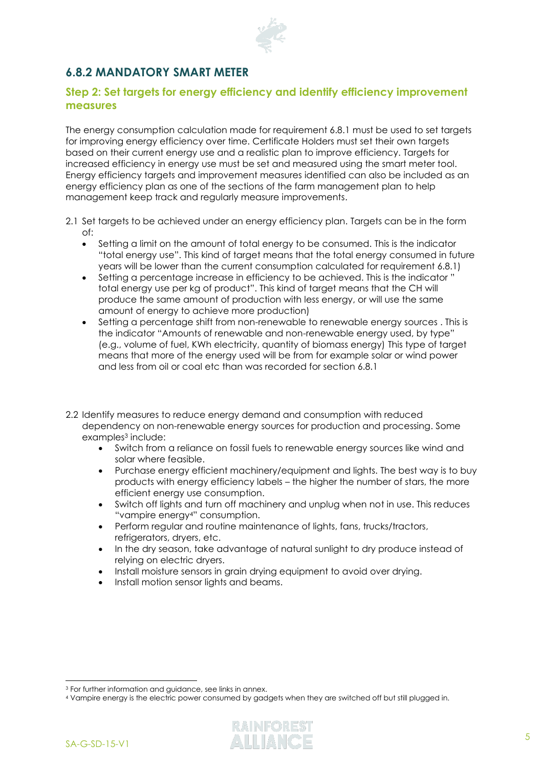## 6.8.2 MANDATORY SMART METER

### Step 2: Set targets for energy efficiency and identify efficiency improvement measures

The energy consumption calculation made for requirement 6.8.1 must be used to set targets for improving energy efficiency over time. Certificate Holders must set their own targets based on their current energy use and a realistic plan to improve efficiency. Targets for increased efficiency in energy use must be set and measured using the smart meter tool. Energy efficiency targets and improvement measures identified can also be included as an energy efficiency plan as one of the sections of the farm management plan to help management keep track and regularly measure improvements.

2.1 Set targets to be achieved under an energy efficiency plan. Targets can be in the form of:

- Setting a limit on the amount of total energy to be consumed. This is the indicator "total energy use". This kind of target means that the total energy consumed in future years will be lower than the current consumption calculated for requirement 6.8.1)
- Setting a percentage increase in efficiency to be achieved. This is the indicator " total energy use per kg of product". This kind of target means that the CH will produce the same amount of production with less energy, or will use the same amount of energy to achieve more production)
- Setting a percentage shift from non-renewable to renewable energy sources . This is the indicator "Amounts of renewable and non-renewable energy used, by type" (e.g., volume of fuel, KWh electricity, quantity of biomass energy) This type of target means that more of the energy used will be from for example solar or wind power and less from oil or coal etc than was recorded for section 6.8.1

2.2 Identify measures to reduce energy demand and consumption with reduced dependency on non-renewable energy sources for production and processing. Some examples[3] include:

- Switch from a reliance on fossil fuels to renewable energy sources like wind and solar where feasible.
- Purchase energy efficient machinery/equipment and lights. The best way is to buy products with energy efficiency labels – the higher the number of stars, the more efficient energy use consumption.
- Switch off lights and turn off machinery and unplug when not in use. This reduces "vampire energy[4]" consumption.
- Perform regular and routine maintenance of lights, fans, trucks/tractors, refrigerators, dryers, etc.
- In the dry season, take advantage of natural sunlight to dry produce instead of relying on electric dryers.
- Install moisture sensors in grain drying equipment to avoid over drying.
- Install motion sensor lights and beams.

[3] For further information and guidance, see links in annex.

[4] Vampire energy is the electric power consumed by gadgets when they are switched off but still plugged in.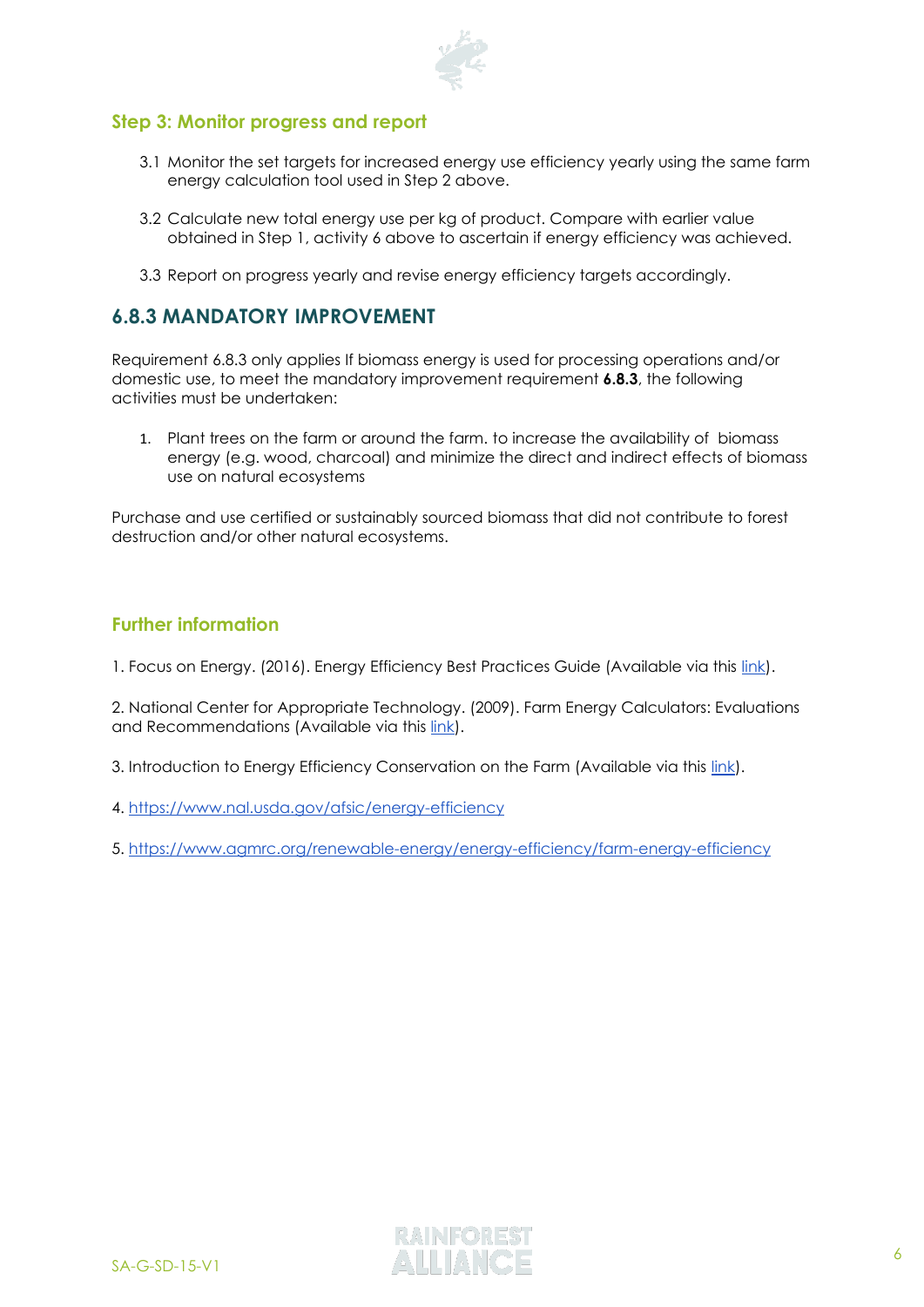### Step 3: Monitor progress and report

3.1 Monitor the set targets for increased energy use efficiency yearly using the same farm energy calculation tool used in Step 2 above.

3.2 Calculate new total energy use per kg of product. Compare with earlier value obtained in Step 1, activity 6 above to ascertain if energy efficiency was achieved.

3.3 Report on progress yearly and revise energy efficiency targets accordingly.

## 6.8.3 MANDATORY IMPROVEMENT

Requirement 6.8.3 only applies If biomass energy is used for processing operations and/or domestic use, to meet the mandatory improvement requirement **6.8.3**, the following activities must be undertaken:

1. Plant trees on the farm or around the farm. to increase the availability of biomass energy (e.g. wood, charcoal) and minimize the direct and indirect effects of biomass use on natural ecosystems

Purchase and use certified or sustainably sourced biomass that did not contribute to forest destruction and/or other natural ecosystems.

### Further information

1. Focus on Energy. (2016). Energy Efficiency Best Practices Guide (Available via this link).

2. National Center for Appropriate Technology. (2009). Farm Energy Calculators: Evaluations and Recommendations (Available via this link).

3. Introduction to Energy Efficiency Conservation on the Farm (Available via this link).

4. https://www.nal.usda.gov/afsic/energy-efficiency

5. https://www.agmrc.org/renewable-energy/energy-efficiency/farm-energy-efficiency